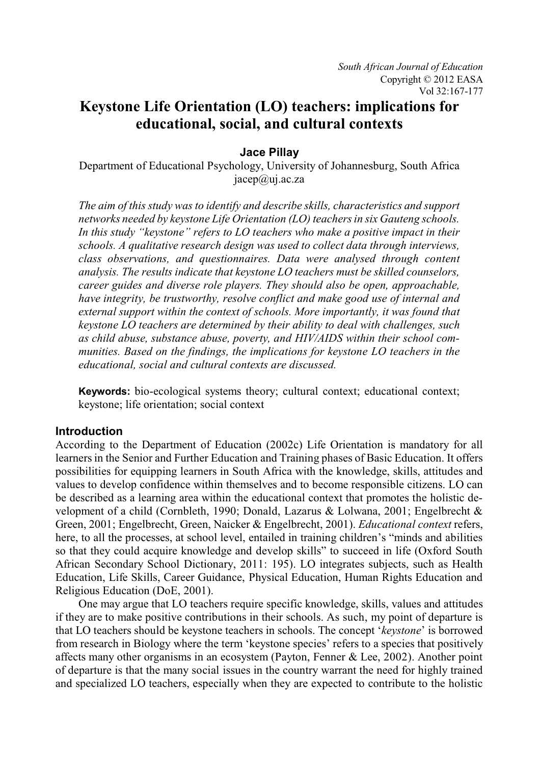# Keystone Life Orientation (LO) teachers: implications for educational, social, and cultural contexts

**Jace Pillay**

Department of Educational Psychology, University of Johannesburg, South Africa
jacep@uj.ac.za

*The aim of this study was to identify and describe skills, characteristics and support networks needed by keystone Life Orientation (LO) teachers in six Gauteng schools. In this study "keystone" refers to LO teachers who make a positive impact in their schools. A qualitative research design was used to collect data through interviews, class observations, and questionnaires. Data were analysed through content analysis. The results indicate that keystone LO teachers must be skilled counselors, career guides and diverse role players. They should also be open, approachable, have integrity, be trustworthy, resolve conflict and make good use of internal and external support within the context of schools. More importantly, it was found that keystone LO teachers are determined by their ability to deal with challenges, such as child abuse, substance abuse, poverty, and HIV/AIDS within their school communities. Based on the findings, the implications for keystone LO teachers in the educational, social and cultural contexts are discussed.*

**Keywords:** bio-ecological systems theory; cultural context; educational context; keystone; life orientation; social context

## Introduction

According to the Department of Education (2002c) Life Orientation is mandatory for all learners in the Senior and Further Education and Training phases of Basic Education. It offers possibilities for equipping learners in South Africa with the knowledge, skills, attitudes and values to develop confidence within themselves and to become responsible citizens. LO can be described as a learning area within the educational context that promotes the holistic development of a child (Cornbleth, 1990; Donald, Lazarus & Lolwana, 2001; Engelbrecht & Green, 2001; Engelbrecht, Green, Naicker & Engelbrecht, 2001). *Educational context* refers, here, to all the processes, at school level, entailed in training children's "minds and abilities so that they could acquire knowledge and develop skills" to succeed in life (Oxford South African Secondary School Dictionary, 2011: 195). LO integrates subjects, such as Health Education, Life Skills, Career Guidance, Physical Education, Human Rights Education and Religious Education (DoE, 2001).

One may argue that LO teachers require specific knowledge, skills, values and attitudes if they are to make positive contributions in their schools. As such, my point of departure is that LO teachers should be keystone teachers in schools. The concept '*keystone*' is borrowed from research in Biology where the term 'keystone species' refers to a species that positively affects many other organisms in an ecosystem (Payton, Fenner & Lee, 2002). Another point of departure is that the many social issues in the country warrant the need for highly trained and specialized LO teachers, especially when they are expected to contribute to the holistic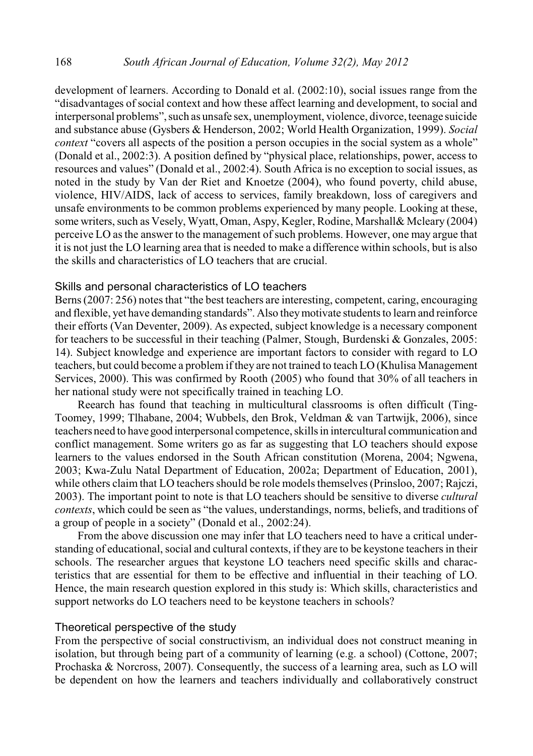development of learners. According to Donald et al. (2002:10), social issues range from the "disadvantages of social context and how these affect learning and development, to social and interpersonal problems", such as unsafe sex, unemployment, violence, divorce, teenage suicide and substance abuse (Gysbers & Henderson, 2002; World Health Organization, 1999). *Social context* "covers all aspects of the position a person occupies in the social system as a whole" (Donald et al., 2002:3). A position defined by "physical place, relationships, power, access to resources and values" (Donald et al., 2002:4). South Africa is no exception to social issues, as noted in the study by Van der Riet and Knoetze (2004), who found poverty, child abuse, violence, HIV/AIDS, lack of access to services, family breakdown, loss of caregivers and unsafe environments to be common problems experienced by many people. Looking at these, some writers, such as Vesely, Wyatt, Oman, Aspy, Kegler, Rodine, Marshall& Mcleary (2004) perceive LO as the answer to the management of such problems. However, one may argue that it is not just the LO learning area that is needed to make a difference within schools, but is also the skills and characteristics of LO teachers that are crucial.

### Skills and personal characteristics of LO teachers

Berns (2007: 256) notes that "the best teachers are interesting, competent, caring, encouraging and flexible, yet have demanding standards". Also they motivate students to learn and reinforce their efforts (Van Deventer, 2009). As expected, subject knowledge is a necessary component for teachers to be successful in their teaching (Palmer, Stough, Burdenski & Gonzales, 2005: 14). Subject knowledge and experience are important factors to consider with regard to LO teachers, but could become a problem if they are not trained to teach LO (Khulisa Management Services, 2000). This was confirmed by Rooth (2005) who found that 30% of all teachers in her national study were not specifically trained in teaching LO.

Reearch has found that teaching in multicultural classrooms is often difficult (Ting-Toomey, 1999; Tlhabane, 2004; Wubbels, den Brok, Veldman & van Tartwijk, 2006), since teachers need to have good interpersonal competence, skills in intercultural communication and conflict management. Some writers go as far as suggesting that LO teachers should expose learners to the values endorsed in the South African constitution (Morena, 2004; Ngwena, 2003; Kwa-Zulu Natal Department of Education, 2002a; Department of Education, 2001), while others claim that LO teachers should be role models themselves (Prinsloo, 2007; Rajczi, 2003). The important point to note is that LO teachers should be sensitive to diverse *cultural contexts*, which could be seen as "the values, understandings, norms, beliefs, and traditions of a group of people in a society" (Donald et al., 2002:24).

From the above discussion one may infer that LO teachers need to have a critical understanding of educational, social and cultural contexts, if they are to be keystone teachers in their schools. The researcher argues that keystone LO teachers need specific skills and characteristics that are essential for them to be effective and influential in their teaching of LO. Hence, the main research question explored in this study is: Which skills, characteristics and support networks do LO teachers need to be keystone teachers in schools?

### Theoretical perspective of the study

From the perspective of social constructivism, an individual does not construct meaning in isolation, but through being part of a community of learning (e.g. a school) (Cottone, 2007; Prochaska & Norcross, 2007). Consequently, the success of a learning area, such as LO will be dependent on how the learners and teachers individually and collaboratively construct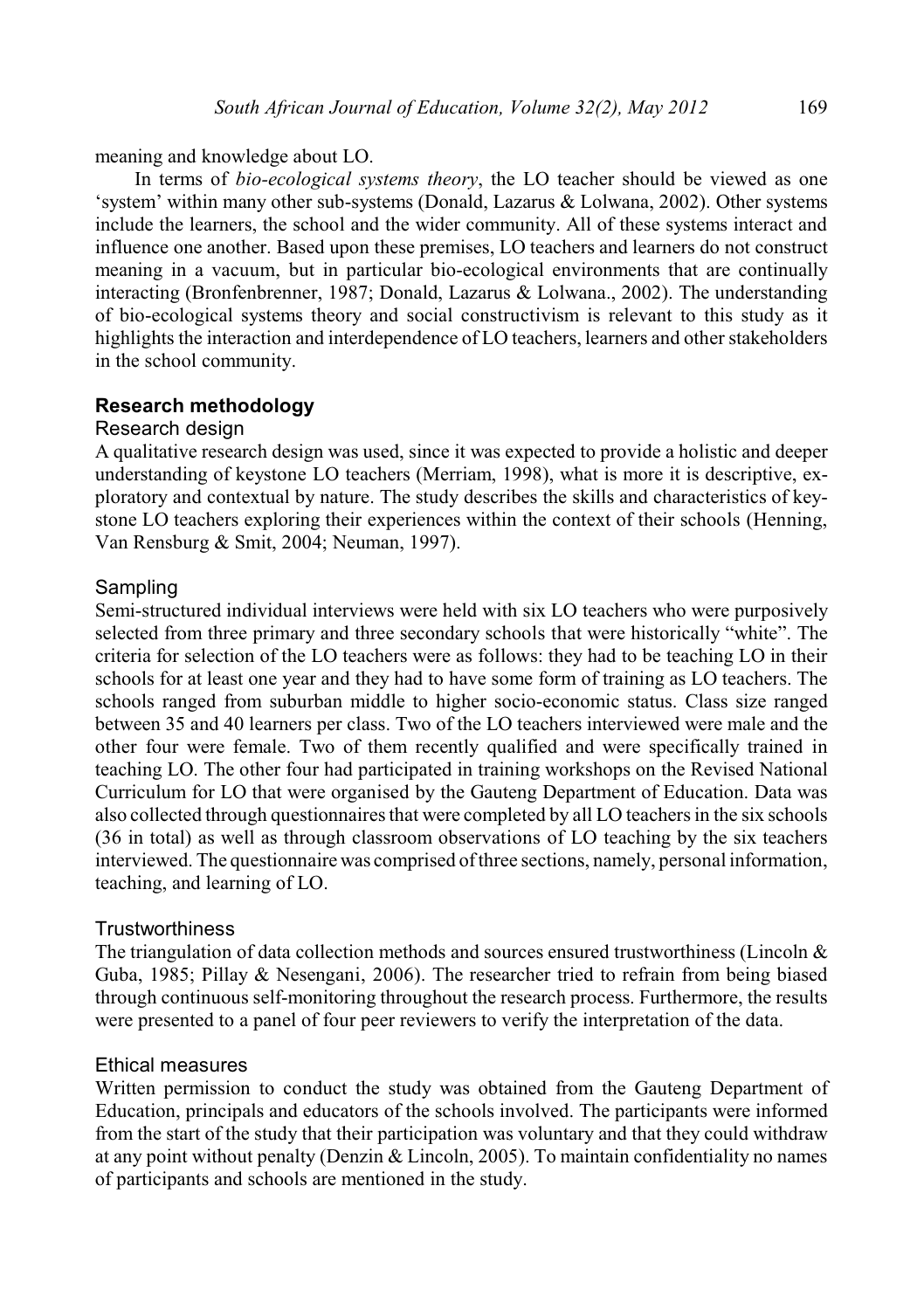meaning and knowledge about LO.

In terms of *bio-ecological systems theory*, the LO teacher should be viewed as one 'system' within many other sub-systems (Donald, Lazarus & Lolwana, 2002). Other systems include the learners, the school and the wider community. All of these systems interact and influence one another. Based upon these premises, LO teachers and learners do not construct meaning in a vacuum, but in particular bio-ecological environments that are continually interacting (Bronfenbrenner, 1987; Donald, Lazarus & Lolwana., 2002). The understanding of bio-ecological systems theory and social constructivism is relevant to this study as it highlights the interaction and interdependence of LO teachers, learners and other stakeholders in the school community.

## Research methodology

### Research design

A qualitative research design was used, since it was expected to provide a holistic and deeper understanding of keystone LO teachers (Merriam, 1998), what is more it is descriptive, exploratory and contextual by nature. The study describes the skills and characteristics of keystone LO teachers exploring their experiences within the context of their schools (Henning, Van Rensburg & Smit, 2004; Neuman, 1997).

### Sampling

Semi-structured individual interviews were held with six LO teachers who were purposively selected from three primary and three secondary schools that were historically "white". The criteria for selection of the LO teachers were as follows: they had to be teaching LO in their schools for at least one year and they had to have some form of training as LO teachers. The schools ranged from suburban middle to higher socio-economic status. Class size ranged between 35 and 40 learners per class. Two of the LO teachers interviewed were male and the other four were female. Two of them recently qualified and were specifically trained in teaching LO. The other four had participated in training workshops on the Revised National Curriculum for LO that were organised by the Gauteng Department of Education. Data was also collected through questionnaires that were completed by all LO teachers in the six schools (36 in total) as well as through classroom observations of LO teaching by the six teachers interviewed. The questionnaire was comprised of three sections, namely, personal information, teaching, and learning of LO.

### Trustworthiness

The triangulation of data collection methods and sources ensured trustworthiness (Lincoln & Guba, 1985; Pillay & Nesengani, 2006). The researcher tried to refrain from being biased through continuous self-monitoring throughout the research process. Furthermore, the results were presented to a panel of four peer reviewers to verify the interpretation of the data.

### Ethical measures

Written permission to conduct the study was obtained from the Gauteng Department of Education, principals and educators of the schools involved. The participants were informed from the start of the study that their participation was voluntary and that they could withdraw at any point without penalty (Denzin & Lincoln, 2005). To maintain confidentiality no names of participants and schools are mentioned in the study.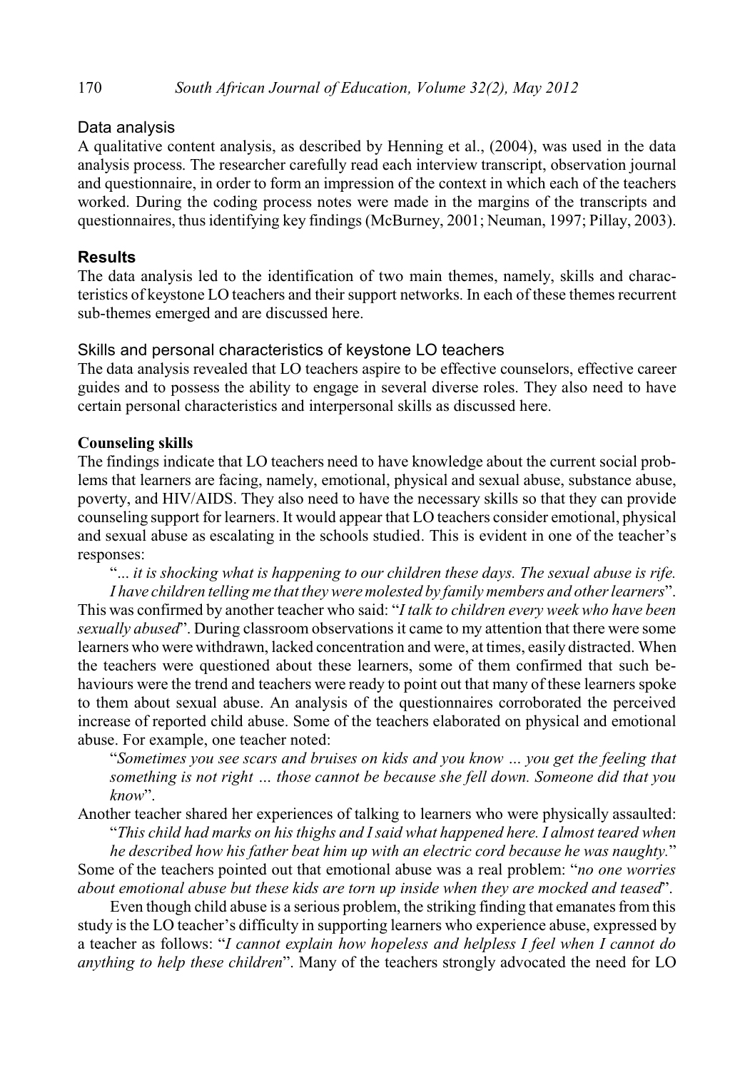### Data analysis

A qualitative content analysis, as described by Henning et al., (2004), was used in the data analysis process. The researcher carefully read each interview transcript, observation journal and questionnaire, in order to form an impression of the context in which each of the teachers worked. During the coding process notes were made in the margins of the transcripts and questionnaires, thus identifying key findings (McBurney, 2001; Neuman, 1997; Pillay, 2003).

## Results

The data analysis led to the identification of two main themes, namely, skills and characteristics of keystone LO teachers and their support networks. In each of these themes recurrent sub-themes emerged and are discussed here.

### Skills and personal characteristics of keystone LO teachers

The data analysis revealed that LO teachers aspire to be effective counselors, effective career guides and to possess the ability to engage in several diverse roles. They also need to have certain personal characteristics and interpersonal skills as discussed here.

**Counseling skills**

The findings indicate that LO teachers need to have knowledge about the current social problems that learners are facing, namely, emotional, physical and sexual abuse, substance abuse, poverty, and HIV/AIDS. They also need to have the necessary skills so that they can provide counseling support for learners. It would appear that LO teachers consider emotional, physical and sexual abuse as escalating in the schools studied. This is evident in one of the teacher's responses:

> "*... it is shocking what is happening to our children these days. The sexual abuse is rife. I have children telling me that they were molested by family members and other learners*".

This was confirmed by another teacher who said: "*I talk to children every week who have been sexually abused*". During classroom observations it came to my attention that there were some learners who were withdrawn, lacked concentration and were, at times, easily distracted. When the teachers were questioned about these learners, some of them confirmed that such behaviours were the trend and teachers were ready to point out that many of these learners spoke to them about sexual abuse. An analysis of the questionnaires corroborated the perceived increase of reported child abuse. Some of the teachers elaborated on physical and emotional abuse. For example, one teacher noted:

> "*Sometimes you see scars and bruises on kids and you know … you get the feeling that something is not right … those cannot be because she fell down. Someone did that you know*".

Another teacher shared her experiences of talking to learners who were physically assaulted:

> "*This child had marks on his thighs and I said what happened here. I almost teared when he described how his father beat him up with an electric cord because he was naughty.*"

Some of the teachers pointed out that emotional abuse was a real problem: "*no one worries about emotional abuse but these kids are torn up inside when they are mocked and teased*".

Even though child abuse is a serious problem, the striking finding that emanates from this study is the LO teacher's difficulty in supporting learners who experience abuse, expressed by a teacher as follows: "*I cannot explain how hopeless and helpless I feel when I cannot do anything to help these children*". Many of the teachers strongly advocated the need for LO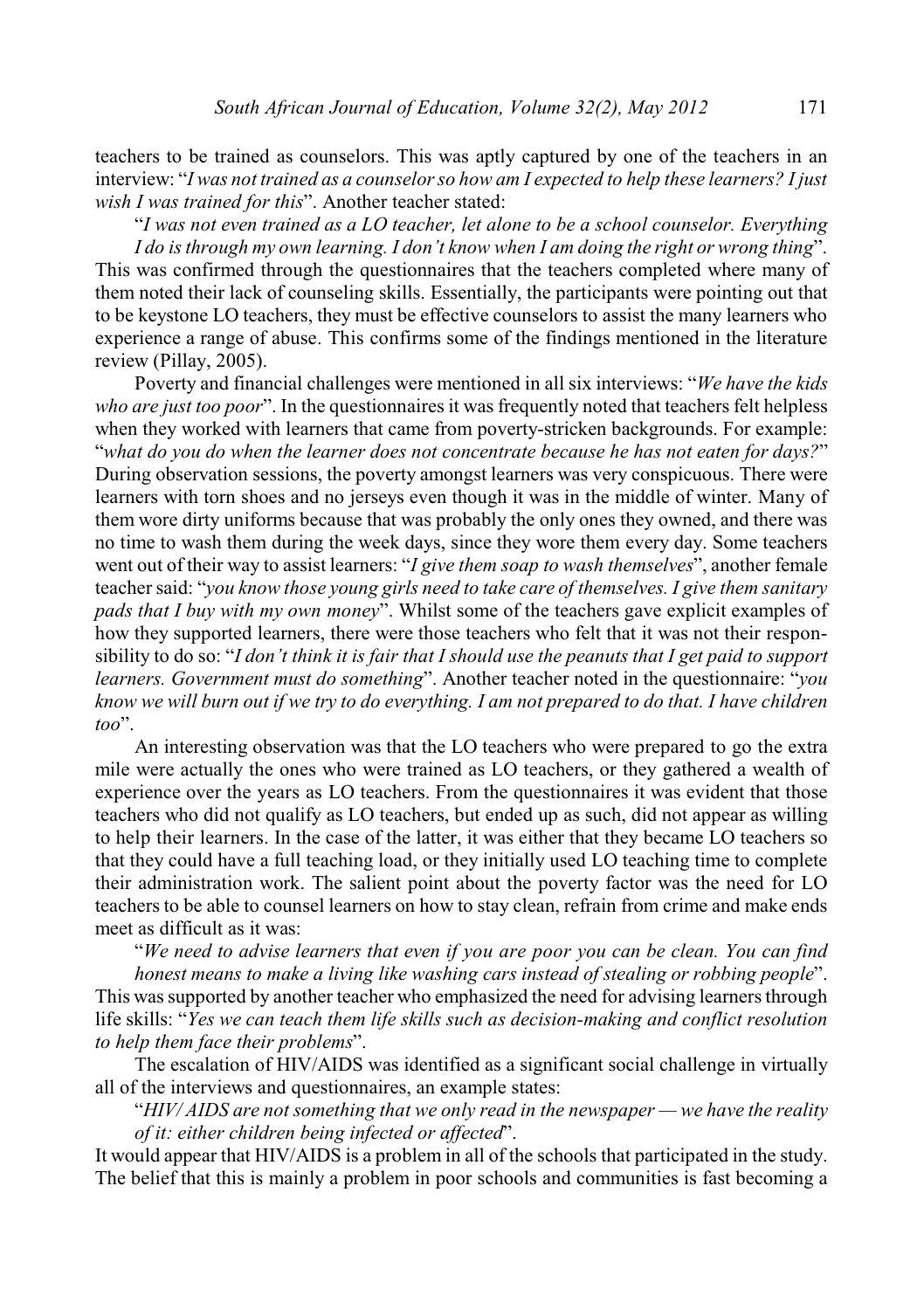teachers to be trained as counselors. This was aptly captured by one of the teachers in an interview: "*I was not trained as a counselor so how am I expected to help these learners? I just wish I was trained for this*". Another teacher stated:

> "*I was not even trained as a LO teacher, let alone to be a school counselor. Everything I do is through my own learning. I don't know when I am doing the right or wrong thing*".

This was confirmed through the questionnaires that the teachers completed where many of them noted their lack of counseling skills. Essentially, the participants were pointing out that to be keystone LO teachers, they must be effective counselors to assist the many learners who experience a range of abuse. This confirms some of the findings mentioned in the literature review (Pillay, 2005).

Poverty and financial challenges were mentioned in all six interviews: "*We have the kids who are just too poor*". In the questionnaires it was frequently noted that teachers felt helpless when they worked with learners that came from poverty-stricken backgrounds. For example: "*what do you do when the learner does not concentrate because he has not eaten for days?*" During observation sessions, the poverty amongst learners was very conspicuous. There were learners with torn shoes and no jerseys even though it was in the middle of winter. Many of them wore dirty uniforms because that was probably the only ones they owned, and there was no time to wash them during the week days, since they wore them every day. Some teachers went out of their way to assist learners: "*I give them soap to wash themselves*", another female teacher said: "*you know those young girls need to take care of themselves. I give them sanitary pads that I buy with my own money*". Whilst some of the teachers gave explicit examples of how they supported learners, there were those teachers who felt that it was not their responsibility to do so: "*I don't think it is fair that I should use the peanuts that I get paid to support learners. Government must do something*". Another teacher noted in the questionnaire: "*you know we will burn out if we try to do everything. I am not prepared to do that. I have children too*".

An interesting observation was that the LO teachers who were prepared to go the extra mile were actually the ones who were trained as LO teachers, or they gathered a wealth of experience over the years as LO teachers. From the questionnaires it was evident that those teachers who did not qualify as LO teachers, but ended up as such, did not appear as willing to help their learners. In the case of the latter, it was either that they became LO teachers so that they could have a full teaching load, or they initially used LO teaching time to complete their administration work. The salient point about the poverty factor was the need for LO teachers to be able to counsel learners on how to stay clean, refrain from crime and make ends meet as difficult as it was:

> "*We need to advise learners that even if you are poor you can be clean. You can find honest means to make a living like washing cars instead of stealing or robbing people*".

This was supported by another teacher who emphasized the need for advising learners through life skills: "*Yes we can teach them life skills such as decision-making and conflict resolution to help them face their problems*".

The escalation of HIV/AIDS was identified as a significant social challenge in virtually all of the interviews and questionnaires, an example states:

> "*HIV/AIDS are not something that we only read in the newspaper — we have the reality of it: either children being infected or affected*".

It would appear that HIV/AIDS is a problem in all of the schools that participated in the study. The belief that this is mainly a problem in poor schools and communities is fast becoming a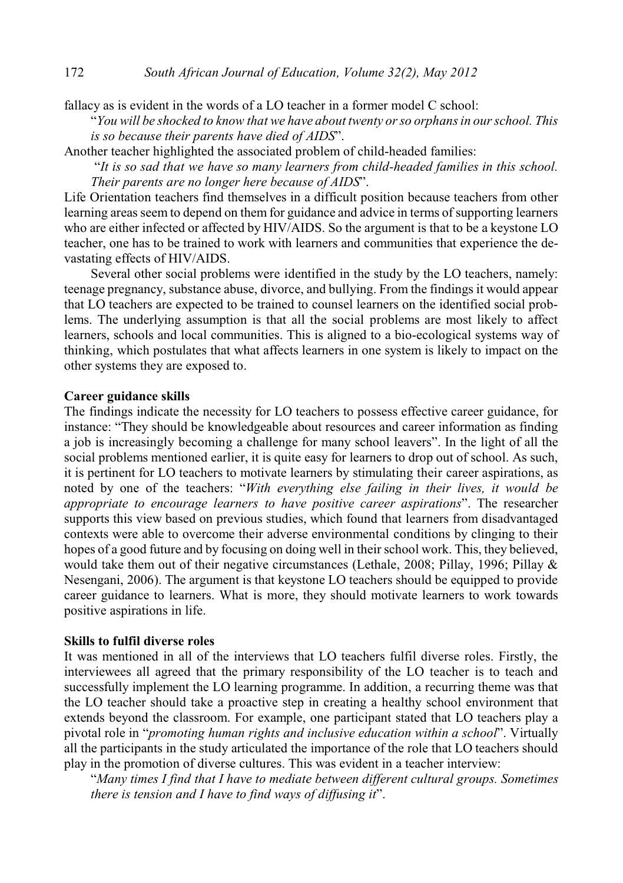fallacy as is evident in the words of a LO teacher in a former model C school:

> "*You will be shocked to know that we have about twenty or so orphans in our school. This is so because their parents have died of AIDS*".

Another teacher highlighted the associated problem of child-headed families:

> "*It is so sad that we have so many learners from child-headed families in this school. Their parents are no longer here because of AIDS*".

Life Orientation teachers find themselves in a difficult position because teachers from other learning areas seem to depend on them for guidance and advice in terms of supporting learners who are either infected or affected by HIV/AIDS. So the argument is that to be a keystone LO teacher, one has to be trained to work with learners and communities that experience the devastating effects of HIV/AIDS.

Several other social problems were identified in the study by the LO teachers, namely: teenage pregnancy, substance abuse, divorce, and bullying. From the findings it would appear that LO teachers are expected to be trained to counsel learners on the identified social problems. The underlying assumption is that all the social problems are most likely to affect learners, schools and local communities. This is aligned to a bio-ecological systems way of thinking, which postulates that what affects learners in one system is likely to impact on the other systems they are exposed to.

**Career guidance skills**

The findings indicate the necessity for LO teachers to possess effective career guidance, for instance: "They should be knowledgeable about resources and career information as finding a job is increasingly becoming a challenge for many school leavers". In the light of all the social problems mentioned earlier, it is quite easy for learners to drop out of school. As such, it is pertinent for LO teachers to motivate learners by stimulating their career aspirations, as noted by one of the teachers: "*With everything else failing in their lives, it would be appropriate to encourage learners to have positive career aspirations*". The researcher supports this view based on previous studies, which found that learners from disadvantaged contexts were able to overcome their adverse environmental conditions by clinging to their hopes of a good future and by focusing on doing well in their school work. This, they believed, would take them out of their negative circumstances (Lethale, 2008; Pillay, 1996; Pillay & Nesengani, 2006). The argument is that keystone LO teachers should be equipped to provide career guidance to learners. What is more, they should motivate learners to work towards positive aspirations in life.

**Skills to fulfil diverse roles**

It was mentioned in all of the interviews that LO teachers fulfil diverse roles. Firstly, the interviewees all agreed that the primary responsibility of the LO teacher is to teach and successfully implement the LO learning programme. In addition, a recurring theme was that the LO teacher should take a proactive step in creating a healthy school environment that extends beyond the classroom. For example, one participant stated that LO teachers play a pivotal role in "*promoting human rights and inclusive education within a school*". Virtually all the participants in the study articulated the importance of the role that LO teachers should play in the promotion of diverse cultures. This was evident in a teacher interview:

> "*Many times I find that I have to mediate between different cultural groups. Sometimes there is tension and I have to find ways of diffusing it*".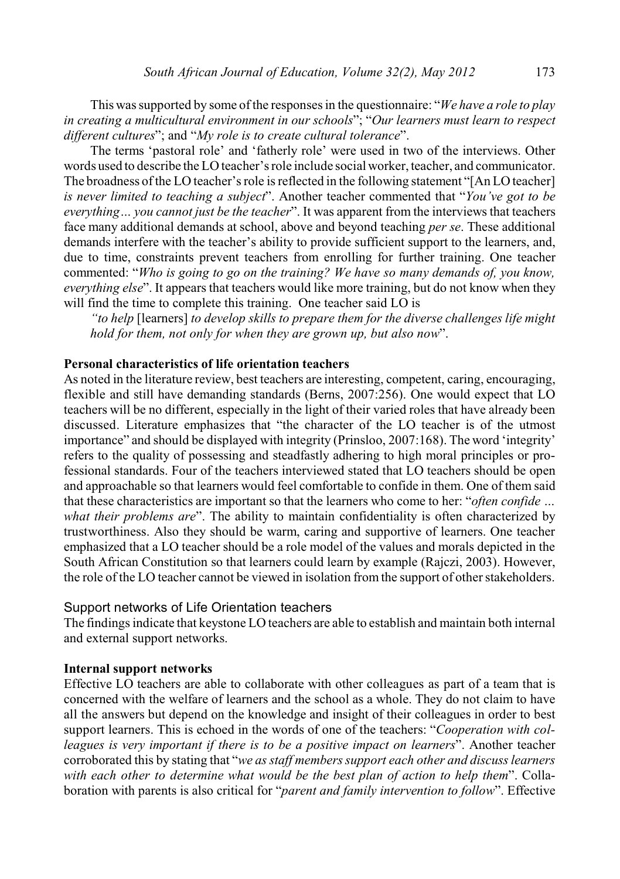This was supported by some of the responses in the questionnaire: "*We have a role to play in creating a multicultural environment in our schools*"; "*Our learners must learn to respect different cultures*"; and "*My role is to create cultural tolerance*".

The terms 'pastoral role' and 'fatherly role' were used in two of the interviews. Other words used to describe the LO teacher's role include social worker, teacher, and communicator. The broadness of the LO teacher's role is reflected in the following statement "[An LO teacher] *is never limited to teaching a subject*". Another teacher commented that "*You've got to be everything… you cannot just be the teacher*". It was apparent from the interviews that teachers face many additional demands at school, above and beyond teaching *per se*. These additional demands interfere with the teacher's ability to provide sufficient support to the learners, and, due to time, constraints prevent teachers from enrolling for further training. One teacher commented: "*Who is going to go on the training? We have so many demands of, you know, everything else*". It appears that teachers would like more training, but do not know when they will find the time to complete this training. One teacher said LO is

> *"to help* [learners] *to develop skills to prepare them for the diverse challenges life might hold for them, not only for when they are grown up, but also now*".

**Personal characteristics of life orientation teachers**

As noted in the literature review, best teachers are interesting, competent, caring, encouraging, flexible and still have demanding standards (Berns, 2007:256). One would expect that LO teachers will be no different, especially in the light of their varied roles that have already been discussed. Literature emphasizes that "the character of the LO teacher is of the utmost importance" and should be displayed with integrity (Prinsloo, 2007:168). The word 'integrity' refers to the quality of possessing and steadfastly adhering to high moral principles or professional standards. Four of the teachers interviewed stated that LO teachers should be open and approachable so that learners would feel comfortable to confide in them. One of them said that these characteristics are important so that the learners who come to her: "*often confide … what their problems are*". The ability to maintain confidentiality is often characterized by trustworthiness. Also they should be warm, caring and supportive of learners. One teacher emphasized that a LO teacher should be a role model of the values and morals depicted in the South African Constitution so that learners could learn by example (Rajczi, 2003). However, the role of the LO teacher cannot be viewed in isolation from the support of other stakeholders.

## Support networks of Life Orientation teachers

The findings indicate that keystone LO teachers are able to establish and maintain both internal and external support networks.

**Internal support networks**

Effective LO teachers are able to collaborate with other colleagues as part of a team that is concerned with the welfare of learners and the school as a whole. They do not claim to have all the answers but depend on the knowledge and insight of their colleagues in order to best support learners. This is echoed in the words of one of the teachers: "*Cooperation with colleagues is very important if there is to be a positive impact on learners*". Another teacher corroborated this by stating that "*we as staff members support each other and discuss learners with each other to determine what would be the best plan of action to help them*". Collaboration with parents is also critical for "*parent and family intervention to follow*". Effective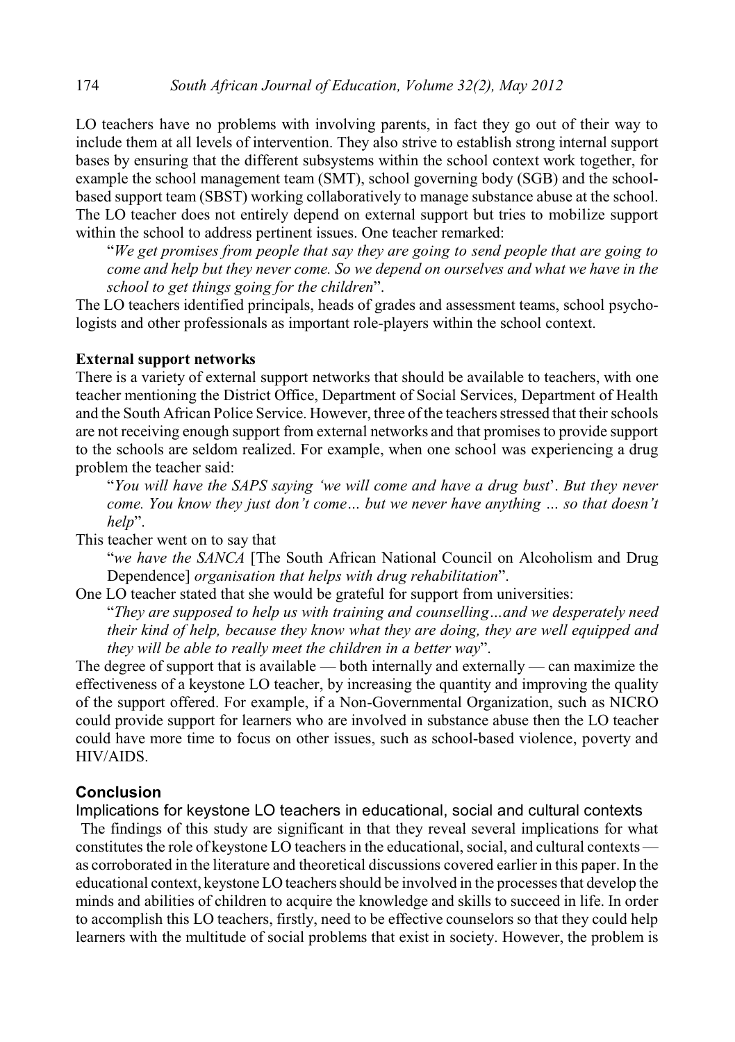LO teachers have no problems with involving parents, in fact they go out of their way to include them at all levels of intervention. They also strive to establish strong internal support bases by ensuring that the different subsystems within the school context work together, for example the school management team (SMT), school governing body (SGB) and the school-based support team (SBST) working collaboratively to manage substance abuse at the school. The LO teacher does not entirely depend on external support but tries to mobilize support within the school to address pertinent issues. One teacher remarked:

> "*We get promises from people that say they are going to send people that are going to come and help but they never come. So we depend on ourselves and what we have in the school to get things going for the children*".

The LO teachers identified principals, heads of grades and assessment teams, school psychologists and other professionals as important role-players within the school context.

**External support networks**

There is a variety of external support networks that should be available to teachers, with one teacher mentioning the District Office, Department of Social Services, Department of Health and the South African Police Service. However, three of the teachers stressed that their schools are not receiving enough support from external networks and that promises to provide support to the schools are seldom realized. For example, when one school was experiencing a drug problem the teacher said:

> "*You will have the SAPS saying 'we will come and have a drug bust*'. *But they never come. You know they just don't come… but we never have anything … so that doesn't help*".

This teacher went on to say that

> "*we have the SANCA* [The South African National Council on Alcoholism and Drug Dependence] *organisation that helps with drug rehabilitation*".

One LO teacher stated that she would be grateful for support from universities:

> "*They are supposed to help us with training and counselling…and we desperately need their kind of help, because they know what they are doing, they are well equipped and they will be able to really meet the children in a better way*".

The degree of support that is available — both internally and externally — can maximize the effectiveness of a keystone LO teacher, by increasing the quantity and improving the quality of the support offered. For example, if a Non-Governmental Organization, such as NICRO could provide support for learners who are involved in substance abuse then the LO teacher could have more time to focus on other issues, such as school-based violence, poverty and HIV/AIDS.

## Conclusion

### Implications for keystone LO teachers in educational, social and cultural contexts

The findings of this study are significant in that they reveal several implications for what constitutes the role of keystone LO teachers in the educational, social, and cultural contexts — as corroborated in the literature and theoretical discussions covered earlier in this paper. In the educational context, keystone LO teachers should be involved in the processes that develop the minds and abilities of children to acquire the knowledge and skills to succeed in life. In order to accomplish this LO teachers, firstly, need to be effective counselors so that they could help learners with the multitude of social problems that exist in society. However, the problem is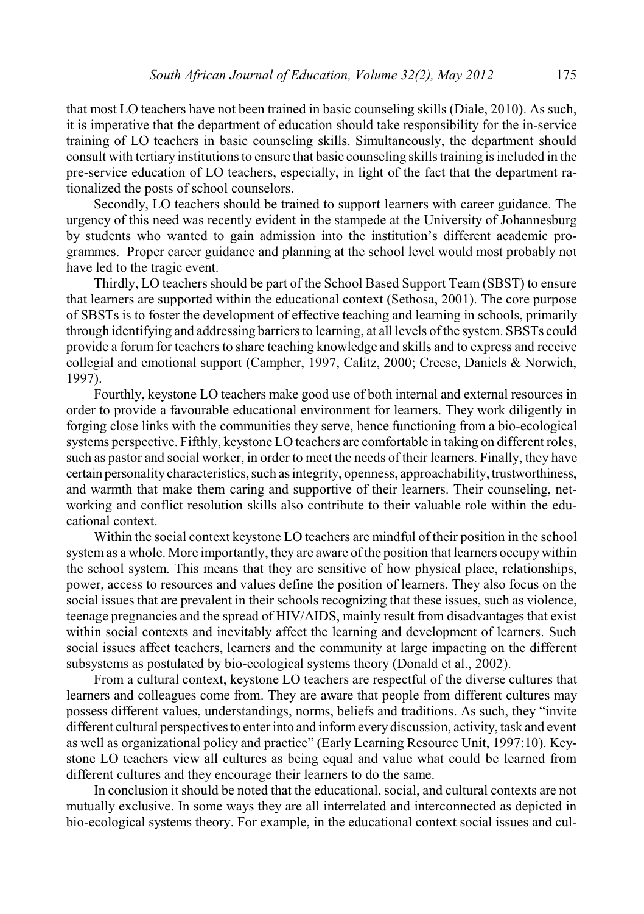that most LO teachers have not been trained in basic counseling skills (Diale, 2010). As such, it is imperative that the department of education should take responsibility for the in-service training of LO teachers in basic counseling skills. Simultaneously, the department should consult with tertiary institutions to ensure that basic counseling skills training is included in the pre-service education of LO teachers, especially, in light of the fact that the department rationalized the posts of school counselors.

Secondly, LO teachers should be trained to support learners with career guidance. The urgency of this need was recently evident in the stampede at the University of Johannesburg by students who wanted to gain admission into the institution's different academic programmes. Proper career guidance and planning at the school level would most probably not have led to the tragic event.

Thirdly, LO teachers should be part of the School Based Support Team (SBST) to ensure that learners are supported within the educational context (Sethosa, 2001). The core purpose of SBSTs is to foster the development of effective teaching and learning in schools, primarily through identifying and addressing barriers to learning, at all levels of the system. SBSTs could provide a forum for teachers to share teaching knowledge and skills and to express and receive collegial and emotional support (Campher, 1997, Calitz, 2000; Creese, Daniels & Norwich, 1997).

Fourthly, keystone LO teachers make good use of both internal and external resources in order to provide a favourable educational environment for learners. They work diligently in forging close links with the communities they serve, hence functioning from a bio-ecological systems perspective. Fifthly, keystone LO teachers are comfortable in taking on different roles, such as pastor and social worker, in order to meet the needs of their learners. Finally, they have certain personality characteristics, such as integrity, openness, approachability, trustworthiness, and warmth that make them caring and supportive of their learners. Their counseling, networking and conflict resolution skills also contribute to their valuable role within the educational context.

Within the social context keystone LO teachers are mindful of their position in the school system as a whole. More importantly, they are aware of the position that learners occupy within the school system. This means that they are sensitive of how physical place, relationships, power, access to resources and values define the position of learners. They also focus on the social issues that are prevalent in their schools recognizing that these issues, such as violence, teenage pregnancies and the spread of HIV/AIDS, mainly result from disadvantages that exist within social contexts and inevitably affect the learning and development of learners. Such social issues affect teachers, learners and the community at large impacting on the different subsystems as postulated by bio-ecological systems theory (Donald et al., 2002).

From a cultural context, keystone LO teachers are respectful of the diverse cultures that learners and colleagues come from. They are aware that people from different cultures may possess different values, understandings, norms, beliefs and traditions. As such, they "invite different cultural perspectives to enter into and inform every discussion, activity, task and event as well as organizational policy and practice" (Early Learning Resource Unit, 1997:10). Keystone LO teachers view all cultures as being equal and value what could be learned from different cultures and they encourage their learners to do the same.

In conclusion it should be noted that the educational, social, and cultural contexts are not mutually exclusive. In some ways they are all interrelated and interconnected as depicted in bio-ecological systems theory. For example, in the educational context social issues and cul-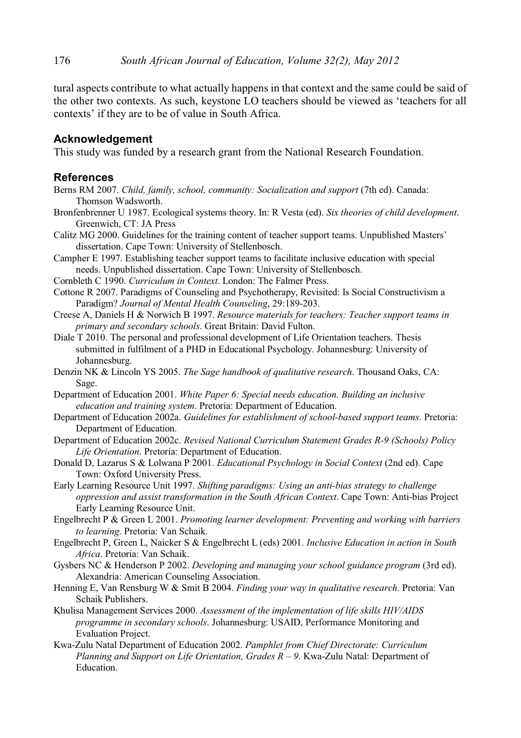tural aspects contribute to what actually happens in that context and the same could be said of the other two contexts. As such, keystone LO teachers should be viewed as 'teachers for all contexts' if they are to be of value in South Africa.

## Acknowledgement

This study was funded by a research grant from the National Research Foundation.

## References

Berns RM 2007. *Child, family, school, community: Socialization and support* (7th ed). Canada: Thomson Wadsworth.

Bronfenbrenner U 1987. Ecological systems theory. In: R Vesta (ed). *Six theories of child development*. Greenwich, CT: JA Press

Calitz MG 2000. Guidelines for the training content of teacher support teams. Unpublished Masters' dissertation. Cape Town: University of Stellenbosch.

Campher E 1997. Establishing teacher support teams to facilitate inclusive education with special needs. Unpublished dissertation. Cape Town: University of Stellenbosch.

Cornbleth C 1990. *Curriculum in Context*. London: The Falmer Press.

Cottone R 2007. Paradigms of Counseling and Psychotherapy, Revisited: Is Social Constructivism a Paradigm? *Journal of Mental Health Counseling*, 29:189-203.

Creese A, Daniels H & Norwich B 1997. *Resource materials for teachers: Teacher support teams in primary and secondary schools*. Great Britain: David Fulton.

Diale T 2010. The personal and professional development of Life Orientation teachers. Thesis submitted in fulfilment of a PHD in Educational Psychology. Johannesburg: University of Johannesburg.

Denzin NK & Lincoln YS 2005. *The Sage handbook of qualitative research*. Thousand Oaks, CA: Sage.

Department of Education 2001. *White Paper 6: Special needs education. Building an inclusive education and training system*. Pretoria: Department of Education.

Department of Education 2002a. *Guidelines for establishment of school-based support teams*. Pretoria: Department of Education.

Department of Education 2002c. *Revised National Curriculum Statement Grades R-9 (Schools) Policy Life Orientation*. Pretoria: Department of Education.

Donald D, Lazarus S & Lolwana P 2001. *Educational Psychology in Social Context* (2nd ed). Cape Town: Oxford University Press.

Early Learning Resource Unit 1997. *Shifting paradigms: Using an anti-bias strategy to challenge oppression and assist transformation in the South African Context*. Cape Town: Anti-bias Project Early Learning Resource Unit.

Engelbrecht P & Green L 2001. *Promoting learner development: Preventing and working with barriers to learning*. Pretoria: Van Schaik.

Engelbrecht P, Green L, Naicker S & Engelbrecht L (eds) 2001. *Inclusive Education in action in South Africa*. Pretoria: Van Schaik.

Gysbers NC & Henderson P 2002. *Developing and managing your school guidance program* (3rd ed). Alexandria: American Counseling Association.

Henning E, Van Rensburg W & Smit B 2004. *Finding your way in qualitative research*. Pretoria: Van Schaik Publishers.

Khulisa Management Services 2000. *Assessment of the implementation of life skills HIV/AIDS programme in secondary schools*. Johannesburg: USAID, Performance Monitoring and Evaluation Project.

Kwa-Zulu Natal Department of Education 2002. *Pamphlet from Chief Directorate: Curriculum Planning and Support on Life Orientation, Grades R – 9*. Kwa-Zulu Natal: Department of Education.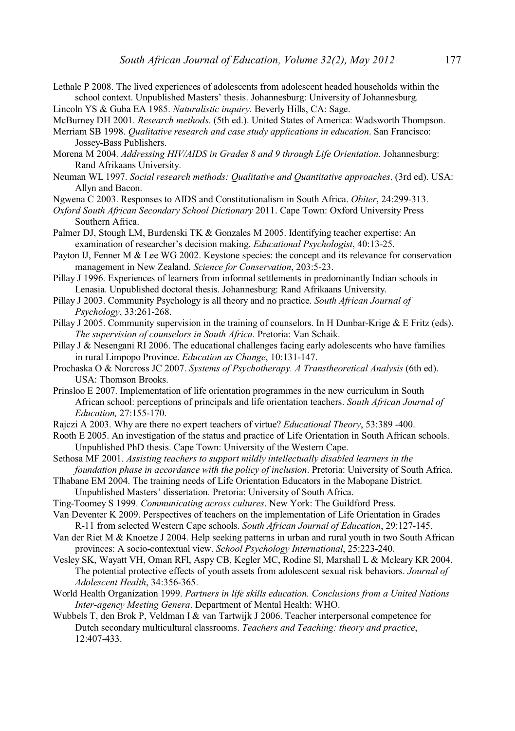Lethale P 2008. The lived experiences of adolescents from adolescent headed households within the school context. Unpublished Masters' thesis. Johannesburg: University of Johannesburg.

Lincoln YS & Guba EA 1985. *Naturalistic inquiry*. Beverly Hills, CA: Sage.

McBurney DH 2001. *Research methods*. (5th ed.). United States of America: Wadsworth Thompson.

Merriam SB 1998. *Qualitative research and case study applications in education*. San Francisco: Jossey-Bass Publishers.

Morena M 2004. *Addressing HIV/AIDS in Grades 8 and 9 through Life Orientation*. Johannesburg: Rand Afrikaans University.

Neuman WL 1997. *Social research methods: Qualitative and Quantitative approaches*. (3rd ed). USA: Allyn and Bacon.

Ngwena C 2003. Responses to AIDS and Constitutionalism in South Africa. *Obiter*, 24:299-313.

*Oxford South African Secondary School Dictionary* 2011. Cape Town: Oxford University Press Southern Africa.

Palmer DJ, Stough LM, Burdenski TK & Gonzales M 2005. Identifying teacher expertise: An examination of researcher's decision making. *Educational Psychologist*, 40:13-25.

Payton IJ, Fenner M & Lee WG 2002. Keystone species: the concept and its relevance for conservation management in New Zealand. *Science for Conservation*, 203:5-23.

Pillay J 1996. Experiences of learners from informal settlements in predominantly Indian schools in Lenasia. Unpublished doctoral thesis. Johannesburg: Rand Afrikaans University.

Pillay J 2003. Community Psychology is all theory and no practice. *South African Journal of Psychology*, 33:261-268.

Pillay J 2005. Community supervision in the training of counselors. In H Dunbar-Krige & E Fritz (eds). *The supervision of counselors in South Africa*. Pretoria: Van Schaik.

Pillay J & Nesengani RI 2006. The educational challenges facing early adolescents who have families in rural Limpopo Province. *Education as Change*, 10:131-147.

Prochaska O & Norcross JC 2007. *Systems of Psychotherapy. A Transtheoretical Analysis* (6th ed). USA: Thomson Brooks.

Prinsloo E 2007. Implementation of life orientation programmes in the new curriculum in South African school: perceptions of principals and life orientation teachers. *South African Journal of Education,* 27:155-170.

Rajczi A 2003. Why are there no expert teachers of virtue? *Educational Theory*, 53:389 -400.

Rooth E 2005. An investigation of the status and practice of Life Orientation in South African schools. Unpublished PhD thesis. Cape Town: University of the Western Cape.

Sethosa MF 2001. *Assisting teachers to support mildly intellectually disabled learners in the foundation phase in accordance with the policy of inclusion*. Pretoria: University of South Africa.

Tlhabane EM 2004. The training needs of Life Orientation Educators in the Mabopane District. Unpublished Masters' dissertation. Pretoria: University of South Africa.

Ting-Toomey S 1999. *Communicating across cultures*. New York: The Guildford Press.

Van Deventer K 2009. Perspectives of teachers on the implementation of Life Orientation in Grades R-11 from selected Western Cape schools. *South African Journal of Education*, 29:127-145.

Van der Riet M & Knoetze J 2004. Help seeking patterns in urban and rural youth in two South African provinces: A socio-contextual view. *School Psychology International*, 25:223-240.

Vesley SK, Wayatt VH, Oman RFl, Aspy CB, Kegler MC, Rodine Sl, Marshall L & Mcleary KR 2004. The potential protective effects of youth assets from adolescent sexual risk behaviors. *Journal of Adolescent Health*, 34:356-365.

World Health Organization 1999. *Partners in life skills education. Conclusions from a United Nations Inter-agency Meeting Genera*. Department of Mental Health: WHO.

Wubbels T, den Brok P, Veldman I & van Tartwijk J 2006. Teacher interpersonal competence for Dutch secondary multicultural classrooms. *Teachers and Teaching: theory and practice*, 12:407-433.